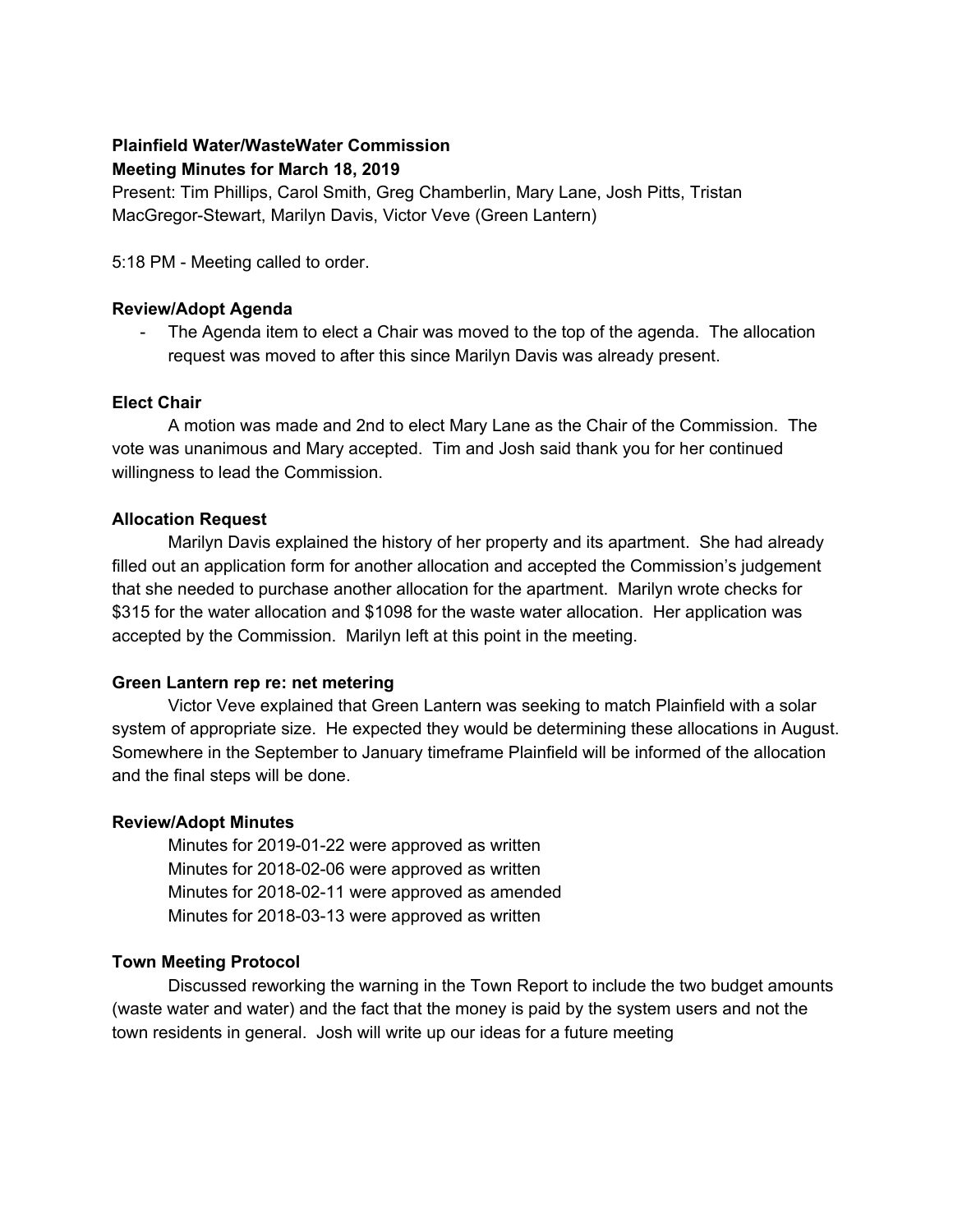**Plainfield Water/WasteWater Commission**
**Meeting Minutes for March 18, 2019**

Present: Tim Phillips, Carol Smith, Greg Chamberlin, Mary Lane, Josh Pitts, Tristan MacGregor-Stewart, Marilyn Davis, Victor Veve (Green Lantern)

5:18 PM - Meeting called to order.

**Review/Adopt Agenda**

- The Agenda item to elect a Chair was moved to the top of the agenda. The allocation request was moved to after this since Marilyn Davis was already present.

**Elect Chair**

A motion was made and 2nd to elect Mary Lane as the Chair of the Commission. The vote was unanimous and Mary accepted. Tim and Josh said thank you for her continued willingness to lead the Commission.

**Allocation Request**

Marilyn Davis explained the history of her property and its apartment. She had already filled out an application form for another allocation and accepted the Commission's judgement that she needed to purchase another allocation for the apartment. Marilyn wrote checks for $315 for the water allocation and $1098 for the waste water allocation. Her application was accepted by the Commission. Marilyn left at this point in the meeting.

**Green Lantern rep re: net metering**

Victor Veve explained that Green Lantern was seeking to match Plainfield with a solar system of appropriate size. He expected they would be determining these allocations in August. Somewhere in the September to January timeframe Plainfield will be informed of the allocation and the final steps will be done.

**Review/Adopt Minutes**

Minutes for 2019-01-22 were approved as written
Minutes for 2018-02-06 were approved as written
Minutes for 2018-02-11 were approved as amended
Minutes for 2018-03-13 were approved as written

**Town Meeting Protocol**

Discussed reworking the warning in the Town Report to include the two budget amounts (waste water and water) and the fact that the money is paid by the system users and not the town residents in general. Josh will write up our ideas for a future meeting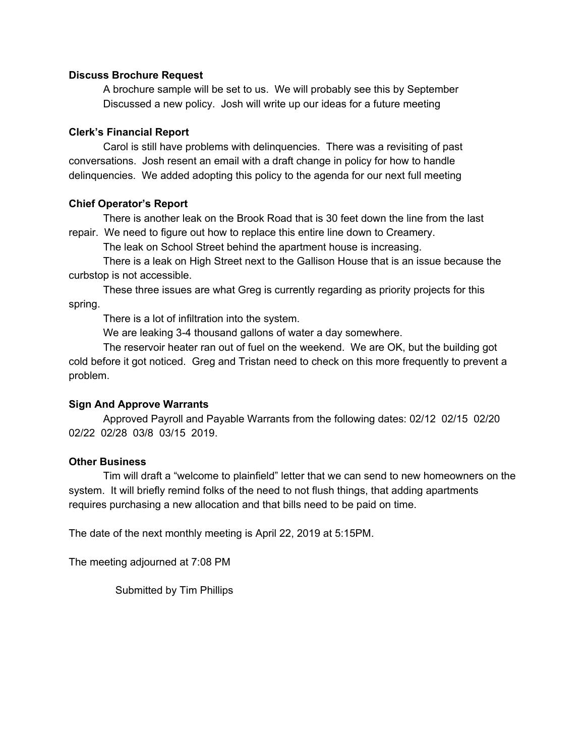**Discuss Brochure Request**

A brochure sample will be set to us. We will probably see this by September

Discussed a new policy. Josh will write up our ideas for a future meeting

**Clerk's Financial Report**

Carol is still have problems with delinquencies. There was a revisiting of past conversations. Josh resent an email with a draft change in policy for how to handle delinquencies. We added adopting this policy to the agenda for our next full meeting

**Chief Operator's Report**

There is another leak on the Brook Road that is 30 feet down the line from the last repair. We need to figure out how to replace this entire line down to Creamery.

The leak on School Street behind the apartment house is increasing.

There is a leak on High Street next to the Gallison House that is an issue because the curbstop is not accessible.

These three issues are what Greg is currently regarding as priority projects for this spring.

There is a lot of infiltration into the system.

We are leaking 3-4 thousand gallons of water a day somewhere.

The reservoir heater ran out of fuel on the weekend. We are OK, but the building got cold before it got noticed. Greg and Tristan need to check on this more frequently to prevent a problem.

**Sign And Approve Warrants**

Approved Payroll and Payable Warrants from the following dates: 02/12 02/15 02/20 02/22 02/28 03/8 03/15 2019.

**Other Business**

Tim will draft a "welcome to plainfield" letter that we can send to new homeowners on the system. It will briefly remind folks of the need to not flush things, that adding apartments requires purchasing a new allocation and that bills need to be paid on time.

The date of the next monthly meeting is April 22, 2019 at 5:15PM.

The meeting adjourned at 7:08 PM

Submitted by Tim Phillips